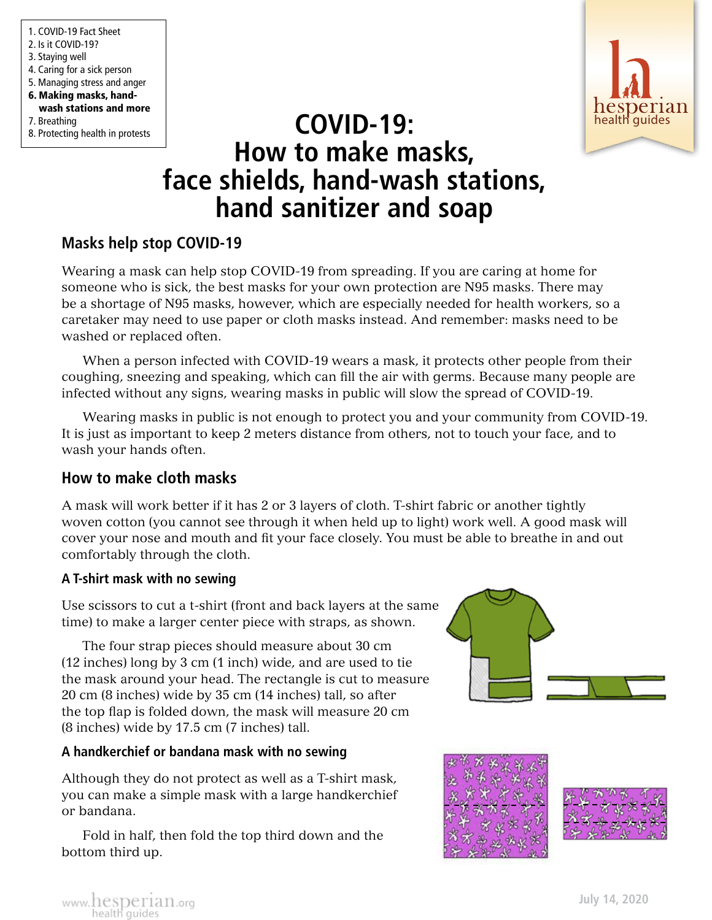1. COVID-19 Fact Sheet
2. Is it COVID-19?
3. Staying well
4. Caring for a sick person
5. Managing stress and anger
6. **Making masks, hand-wash stations and more**
7. Breathing
8. Protecting health in protests

# COVID-19: How to make masks, face shields, hand-wash stations, hand sanitizer and soap

## Masks help stop COVID-19

Wearing a mask can help stop COVID-19 from spreading. If you are caring at home for someone who is sick, the best masks for your own protection are N95 masks. There may be a shortage of N95 masks, however, which are especially needed for health workers, so a caretaker may need to use paper or cloth masks instead. And remember: masks need to be washed or replaced often.

When a person infected with COVID-19 wears a mask, it protects other people from their coughing, sneezing and speaking, which can fill the air with germs. Because many people are infected without any signs, wearing masks in public will slow the spread of COVID-19.

Wearing masks in public is not enough to protect you and your community from COVID-19. It is just as important to keep 2 meters distance from others, not to touch your face, and to wash your hands often.

## How to make cloth masks

A mask will work better if it has 2 or 3 layers of cloth. T-shirt fabric or another tightly woven cotton (you cannot see through it when held up to light) work well. A good mask will cover your nose and mouth and fit your face closely. You must be able to breathe in and out comfortably through the cloth.

### A T-shirt mask with no sewing

Use scissors to cut a t-shirt (front and back layers at the same time) to make a larger center piece with straps, as shown.

The four strap pieces should measure about 30 cm (12 inches) long by 3 cm (1 inch) wide, and are used to tie the mask around your head. The rectangle is cut to measure 20 cm (8 inches) wide by 35 cm (14 inches) tall, so after the top flap is folded down, the mask will measure 20 cm (8 inches) wide by 17.5 cm (7 inches) tall.

### A handkerchief or bandana mask with no sewing

Although they do not protect as well as a T-shirt mask, you can make a simple mask with a large handkerchief or bandana.

Fold in half, then fold the top third down and the bottom third up.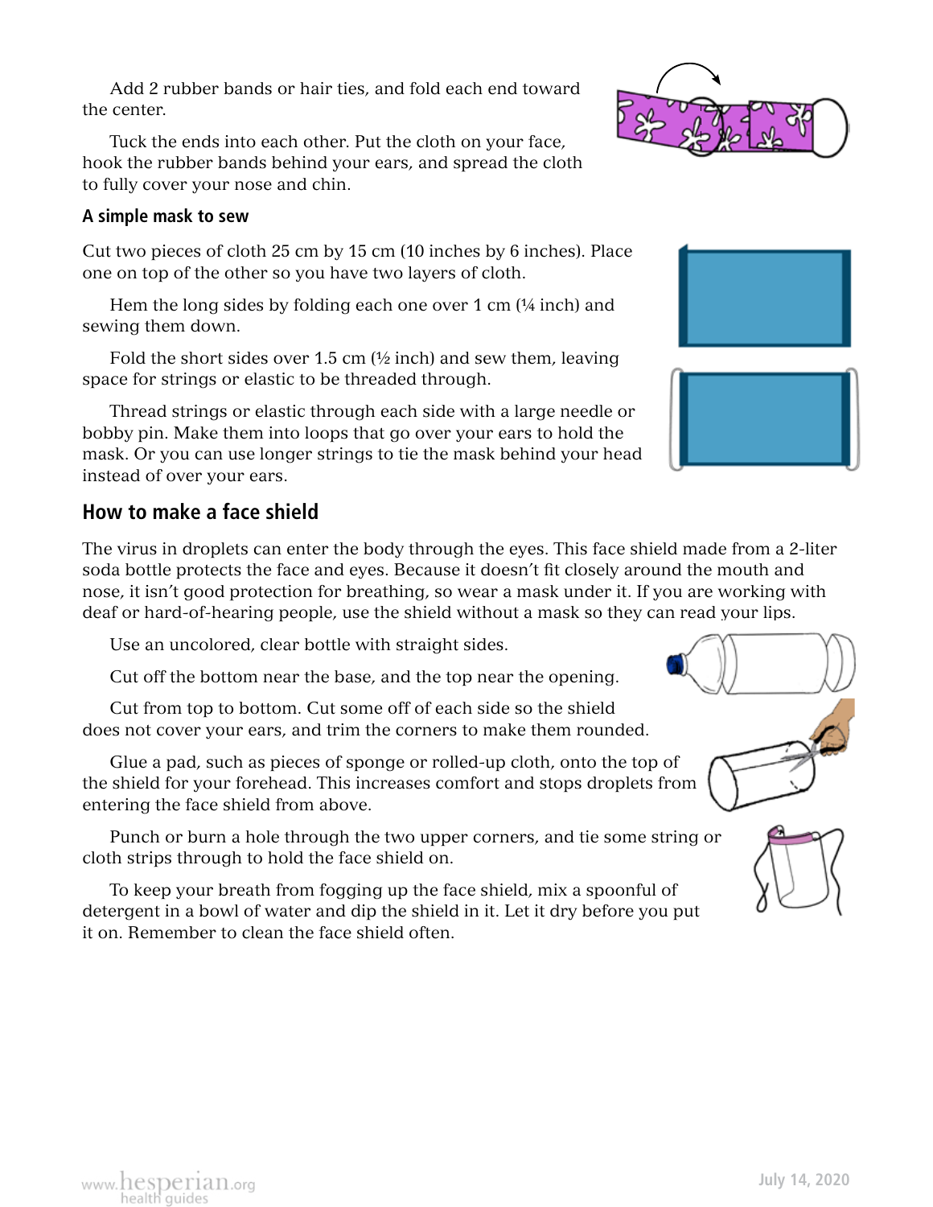Add 2 rubber bands or hair ties, and fold each end toward the center.

Tuck the ends into each other. Put the cloth on your face, hook the rubber bands behind your ears, and spread the cloth to fully cover your nose and chin.

### A simple mask to sew

Cut two pieces of cloth 25 cm by 15 cm (10 inches by 6 inches). Place one on top of the other so you have two layers of cloth.

Hem the long sides by folding each one over 1 cm (¼ inch) and sewing them down.

Fold the short sides over 1.5 cm (½ inch) and sew them, leaving space for strings or elastic to be threaded through.

Thread strings or elastic through each side with a large needle or bobby pin. Make them into loops that go over your ears to hold the mask. Or you can use longer strings to tie the mask behind your head instead of over your ears.

## How to make a face shield

The virus in droplets can enter the body through the eyes. This face shield made from a 2-liter soda bottle protects the face and eyes. Because it doesn't fit closely around the mouth and nose, it isn't good protection for breathing, so wear a mask under it. If you are working with deaf or hard-of-hearing people, use the shield without a mask so they can read your lips.

Use an uncolored, clear bottle with straight sides.

Cut off the bottom near the base, and the top near the opening.

Cut from top to bottom. Cut some off of each side so the shield does not cover your ears, and trim the corners to make them rounded.

Glue a pad, such as pieces of sponge or rolled-up cloth, onto the top of the shield for your forehead. This increases comfort and stops droplets from entering the face shield from above.

Punch or burn a hole through the two upper corners, and tie some string or cloth strips through to hold the face shield on.

To keep your breath from fogging up the face shield, mix a spoonful of detergent in a bowl of water and dip the shield in it. Let it dry before you put it on. Remember to clean the face shield often.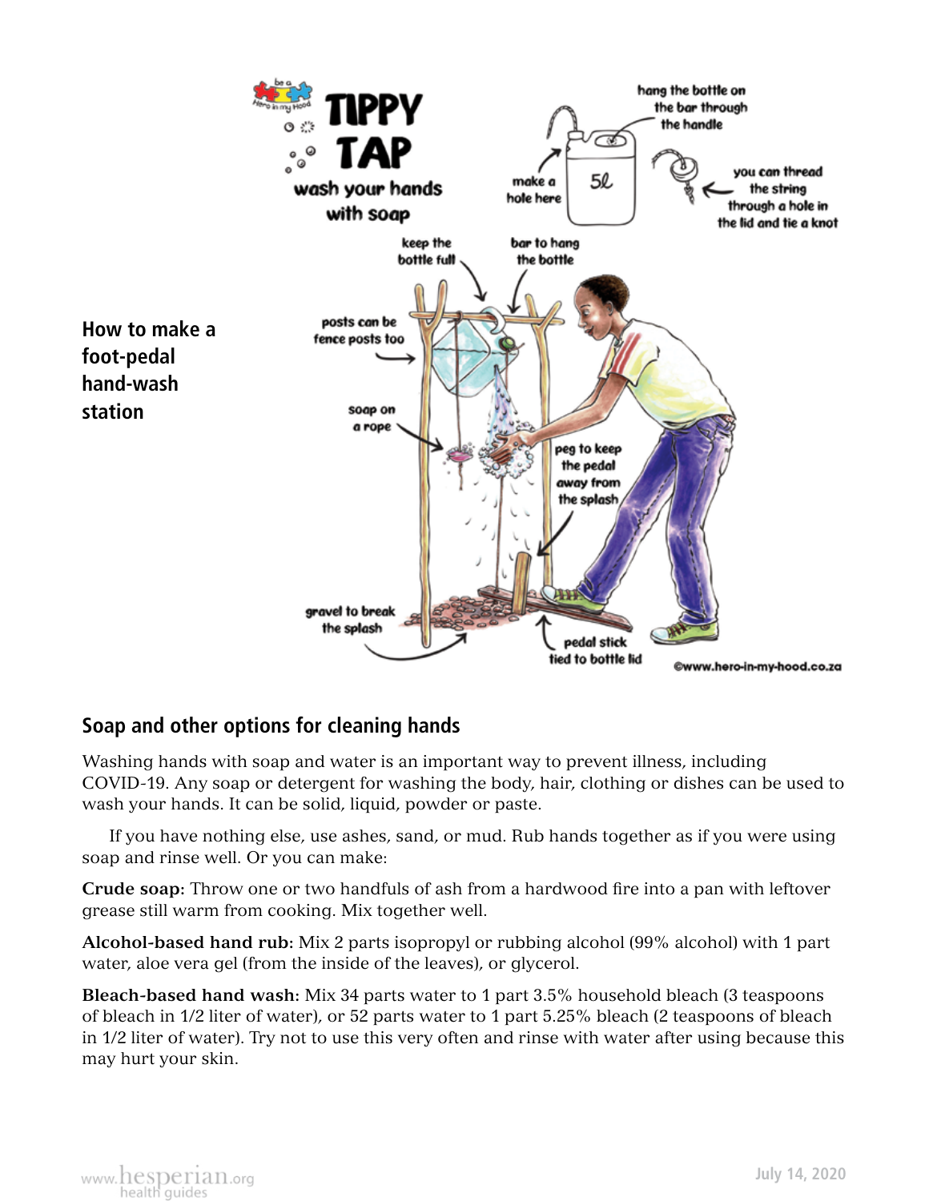How to make a foot-pedal hand-wash station

## Soap and other options for cleaning hands

Washing hands with soap and water is an important way to prevent illness, including COVID-19. Any soap or detergent for washing the body, hair, clothing or dishes can be used to wash your hands. It can be solid, liquid, powder or paste.

If you have nothing else, use ashes, sand, or mud. Rub hands together as if you were using soap and rinse well. Or you can make:

**Crude soap:** Throw one or two handfuls of ash from a hardwood fire into a pan with leftover grease still warm from cooking. Mix together well.

**Alcohol-based hand rub:** Mix 2 parts isopropyl or rubbing alcohol (99% alcohol) with 1 part water, aloe vera gel (from the inside of the leaves), or glycerol.

**Bleach-based hand wash:** Mix 34 parts water to 1 part 3.5% household bleach (3 teaspoons of bleach in 1/2 liter of water), or 52 parts water to 1 part 5.25% bleach (2 teaspoons of bleach in 1/2 liter of water). Try not to use this very often and rinse with water after using because this may hurt your skin.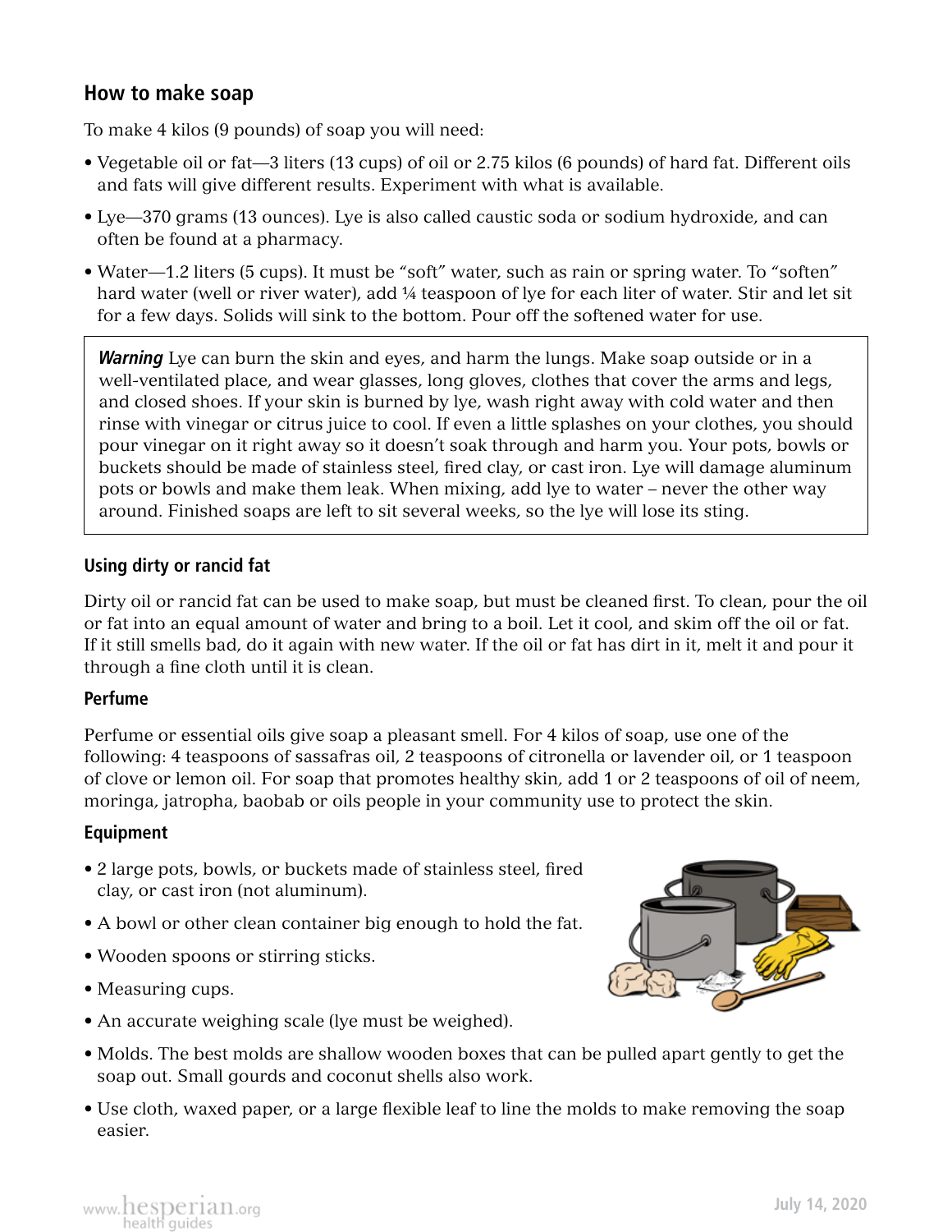## How to make soap

To make 4 kilos (9 pounds) of soap you will need:

- Vegetable oil or fat—3 liters (13 cups) of oil or 2.75 kilos (6 pounds) of hard fat. Different oils and fats will give different results. Experiment with what is available.
- Lye—370 grams (13 ounces). Lye is also called caustic soda or sodium hydroxide, and can often be found at a pharmacy.
- Water—1.2 liters (5 cups). It must be "soft" water, such as rain or spring water. To "soften" hard water (well or river water), add ¼ teaspoon of lye for each liter of water. Stir and let sit for a few days. Solids will sink to the bottom. Pour off the softened water for use.

> ***Warning*** Lye can burn the skin and eyes, and harm the lungs. Make soap outside or in a well-ventilated place, and wear glasses, long gloves, clothes that cover the arms and legs, and closed shoes. If your skin is burned by lye, wash right away with cold water and then rinse with vinegar or citrus juice to cool. If even a little splashes on your clothes, you should pour vinegar on it right away so it doesn't soak through and harm you. Your pots, bowls or buckets should be made of stainless steel, fired clay, or cast iron. Lye will damage aluminum pots or bowls and make them leak. When mixing, add lye to water – never the other way around. Finished soaps are left to sit several weeks, so the lye will lose its sting.

### Using dirty or rancid fat

Dirty oil or rancid fat can be used to make soap, but must be cleaned first. To clean, pour the oil or fat into an equal amount of water and bring to a boil. Let it cool, and skim off the oil or fat. If it still smells bad, do it again with new water. If the oil or fat has dirt in it, melt it and pour it through a fine cloth until it is clean.

### Perfume

Perfume or essential oils give soap a pleasant smell. For 4 kilos of soap, use one of the following: 4 teaspoons of sassafras oil, 2 teaspoons of citronella or lavender oil, or 1 teaspoon of clove or lemon oil. For soap that promotes healthy skin, add 1 or 2 teaspoons of oil of neem, moringa, jatropha, baobab or oils people in your community use to protect the skin.

### Equipment

- 2 large pots, bowls, or buckets made of stainless steel, fired clay, or cast iron (not aluminum).
- A bowl or other clean container big enough to hold the fat.
- Wooden spoons or stirring sticks.
- Measuring cups.
- An accurate weighing scale (lye must be weighed).
- Molds. The best molds are shallow wooden boxes that can be pulled apart gently to get the soap out. Small gourds and coconut shells also work.
- Use cloth, waxed paper, or a large flexible leaf to line the molds to make removing the soap easier.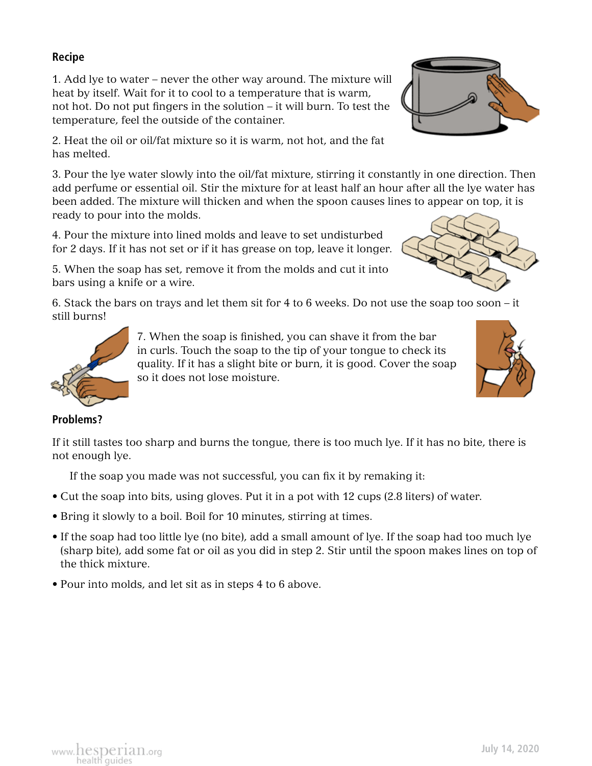## Recipe

1. Add lye to water – never the other way around. The mixture will heat by itself. Wait for it to cool to a temperature that is warm, not hot. Do not put fingers in the solution – it will burn. To test the temperature, feel the outside of the container.

2. Heat the oil or oil/fat mixture so it is warm, not hot, and the fat has melted.

3. Pour the lye water slowly into the oil/fat mixture, stirring it constantly in one direction. Then add perfume or essential oil. Stir the mixture for at least half an hour after all the lye water has been added. The mixture will thicken and when the spoon causes lines to appear on top, it is ready to pour into the molds.

4. Pour the mixture into lined molds and leave to set undisturbed for 2 days. If it has not set or if it has grease on top, leave it longer.

5. When the soap has set, remove it from the molds and cut it into bars using a knife or a wire.

6. Stack the bars on trays and let them sit for 4 to 6 weeks. Do not use the soap too soon – it still burns!

7. When the soap is finished, you can shave it from the bar in curls. Touch the soap to the tip of your tongue to check its quality. If it has a slight bite or burn, it is good. Cover the soap so it does not lose moisture.

## Problems?

If it still tastes too sharp and burns the tongue, there is too much lye. If it has no bite, there is not enough lye.

If the soap you made was not successful, you can fix it by remaking it:

- Cut the soap into bits, using gloves. Put it in a pot with 12 cups (2.8 liters) of water.
- Bring it slowly to a boil. Boil for 10 minutes, stirring at times.
- If the soap had too little lye (no bite), add a small amount of lye. If the soap had too much lye (sharp bite), add some fat or oil as you did in step 2. Stir until the spoon makes lines on top of the thick mixture.
- Pour into molds, and let sit as in steps 4 to 6 above.